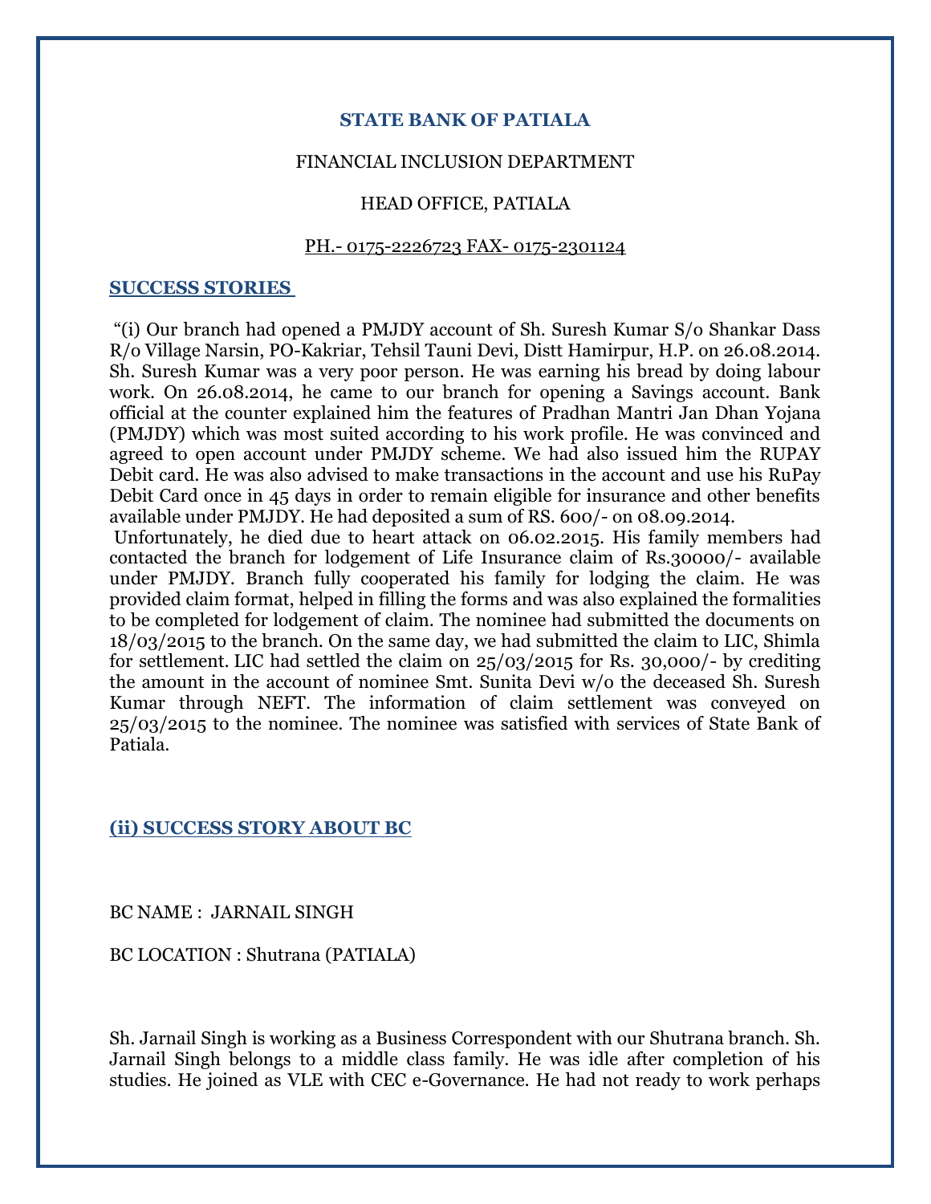# STATE BANK OF PATIALA

FINANCIAL INCLUSION DEPARTMENT

HEAD OFFICE, PATIALA

PH.- 0175-2226723 FAX- 0175-2301124

## SUCCESS STORIES

"(i) Our branch had opened a PMJDY account of Sh. Suresh Kumar S/o Shankar Dass R/o Village Narsin, PO-Kakriar, Tehsil Tauni Devi, Distt Hamirpur, H.P. on 26.08.2014. Sh. Suresh Kumar was a very poor person. He was earning his bread by doing labour work. On 26.08.2014, he came to our branch for opening a Savings account. Bank official at the counter explained him the features of Pradhan Mantri Jan Dhan Yojana (PMJDY) which was most suited according to his work profile. He was convinced and agreed to open account under PMJDY scheme. We had also issued him the RUPAY Debit card. He was also advised to make transactions in the account and use his RuPay Debit Card once in 45 days in order to remain eligible for insurance and other benefits available under PMJDY. He had deposited a sum of RS. 600/- on 08.09.2014.

Unfortunately, he died due to heart attack on 06.02.2015. His family members had contacted the branch for lodgement of Life Insurance claim of Rs.30000/- available under PMJDY. Branch fully cooperated his family for lodging the claim. He was provided claim format, helped in filling the forms and was also explained the formalities to be completed for lodgement of claim. The nominee had submitted the documents on 18/03/2015 to the branch. On the same day, we had submitted the claim to LIC, Shimla for settlement. LIC had settled the claim on 25/03/2015 for Rs. 30,000/- by crediting the amount in the account of nominee Smt. Sunita Devi w/o the deceased Sh. Suresh Kumar through NEFT. The information of claim settlement was conveyed on 25/03/2015 to the nominee. The nominee was satisfied with services of State Bank of Patiala.

## (ii) SUCCESS STORY ABOUT BC

BC NAME : JARNAIL SINGH

BC LOCATION : Shutrana (PATIALA)

Sh. Jarnail Singh is working as a Business Correspondent with our Shutrana branch. Sh. Jarnail Singh belongs to a middle class family. He was idle after completion of his studies. He joined as VLE with CEC e-Governance. He had not ready to work perhaps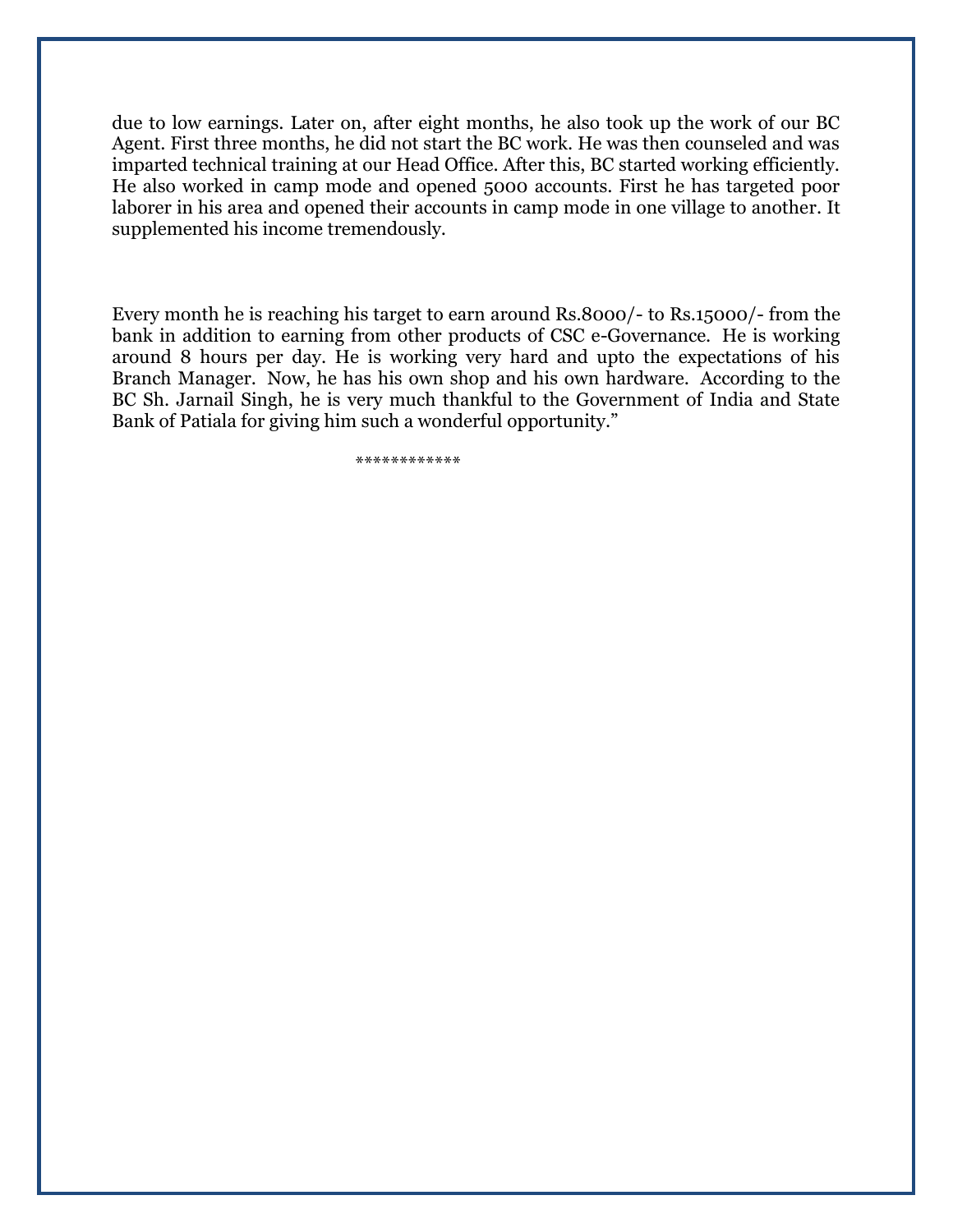due to low earnings. Later on, after eight months, he also took up the work of our BC Agent. First three months, he did not start the BC work. He was then counseled and was imparted technical training at our Head Office. After this, BC started working efficiently. He also worked in camp mode and opened 5000 accounts. First he has targeted poor laborer in his area and opened their accounts in camp mode in one village to another. It supplemented his income tremendously.

Every month he is reaching his target to earn around Rs.8000/- to Rs.15000/- from the bank in addition to earning from other products of CSC e-Governance. He is working around 8 hours per day. He is working very hard and upto the expectations of his Branch Manager. Now, he has his own shop and his own hardware. According to the BC Sh. Jarnail Singh, he is very much thankful to the Government of India and State Bank of Patiala for giving him such a wonderful opportunity."

************